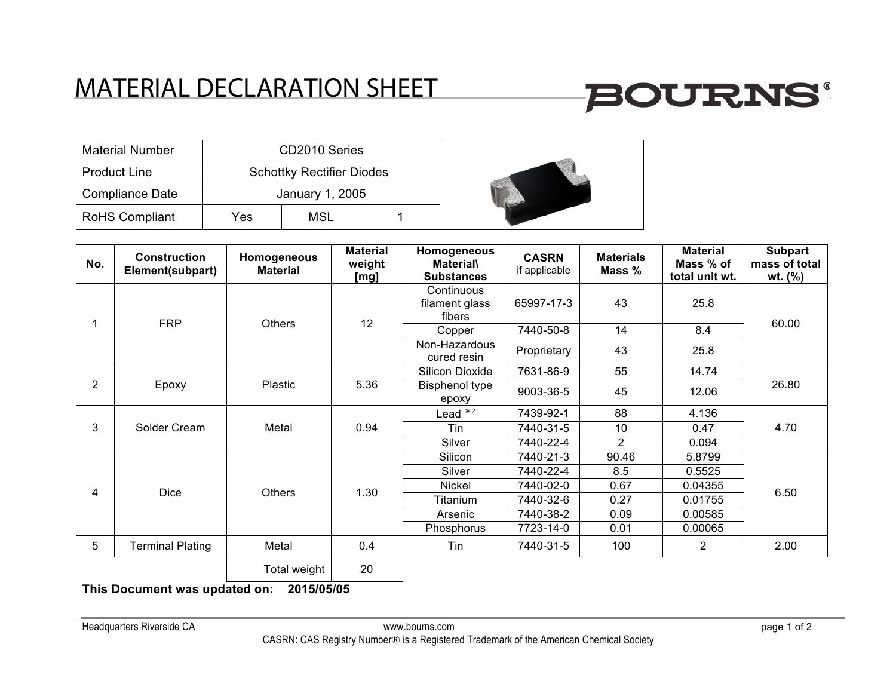# MATERIAL DECLARATION SHEET

BOURNS®

| Material Number | CD2010 Series | | |
|---|---|---|---|
| Product Line | Schottky Rectifier Diodes | | |
| Compliance Date | January 1, 2005 | | |
| RoHS Compliant | Yes | MSL | 1 |

| No. | Construction Element(subpart) | Homogeneous Material | Material weight [mg] | Homogeneous Material\ Substances | CASRN if applicable | Materials Mass % | Material Mass % of total unit wt. | Subpart mass of total wt. (%) |
|---|---|---|---|---|---|---|---|---|
| 1 | FRP | Others | 12 | Continuous filament glass fibers | 65997-17-3 | 43 | 25.8 | 60.00 |
| | | | | Copper | 7440-50-8 | 14 | 8.4 | |
| | | | | Non-Hazardous cured resin | Proprietary | 43 | 25.8 | |
| 2 | Epoxy | Plastic | 5.36 | Silicon Dioxide | 7631-86-9 | 55 | 14.74 | 26.80 |
| | | | | Bisphenol type epoxy | 9003-36-5 | 45 | 12.06 | |
| 3 | Solder Cream | Metal | 0.94 | Lead *2 | 7439-92-1 | 88 | 4.136 | 4.70 |
| | | | | Tin | 7440-31-5 | 10 | 0.47 | |
| | | | | Silver | 7440-22-4 | 2 | 0.094 | |
| 4 | Dice | Others | 1.30 | Silicon | 7440-21-3 | 90.46 | 5.8799 | 6.50 |
| | | | | Silver | 7440-22-4 | 8.5 | 0.5525 | |
| | | | | Nickel | 7440-02-0 | 0.67 | 0.04355 | |
| | | | | Titanium | 7440-32-6 | 0.27 | 0.01755 | |
| | | | | Arsenic | 7440-38-2 | 0.09 | 0.00585 | |
| | | | | Phosphorus | 7723-14-0 | 0.01 | 0.00065 | |
| 5 | Terminal Plating | Metal | 0.4 | Tin | 7440-31-5 | 100 | 2 | 2.00 |
| | | Total weight | 20 | | | | | |

**This Document was updated on: 2015/05/05**

Headquarters Riverside CA www.bourns.com

CASRN: CAS Registry Number® is a Registered Trademark of the American Chemical Society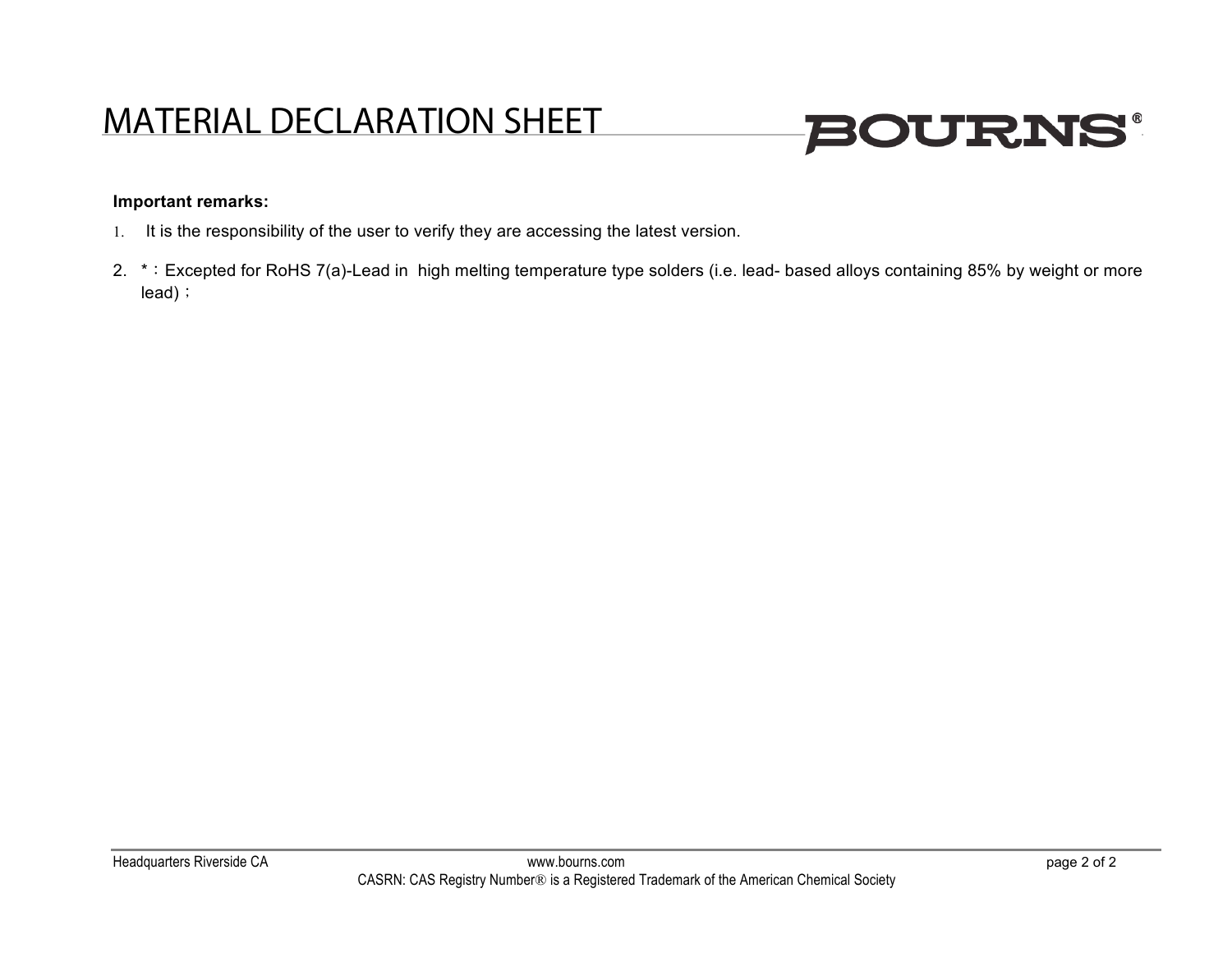# MATERIAL DECLARATION SHEET

**Important remarks:**

1. It is the responsibility of the user to verify they are accessing the latest version.
2. *：Excepted for RoHS 7(a)-Lead in high melting temperature type solders (i.e. lead- based alloys containing 85% by weight or more lead)；

CASRN: CAS Registry Number® is a Registered Trademark of the American Chemical Society